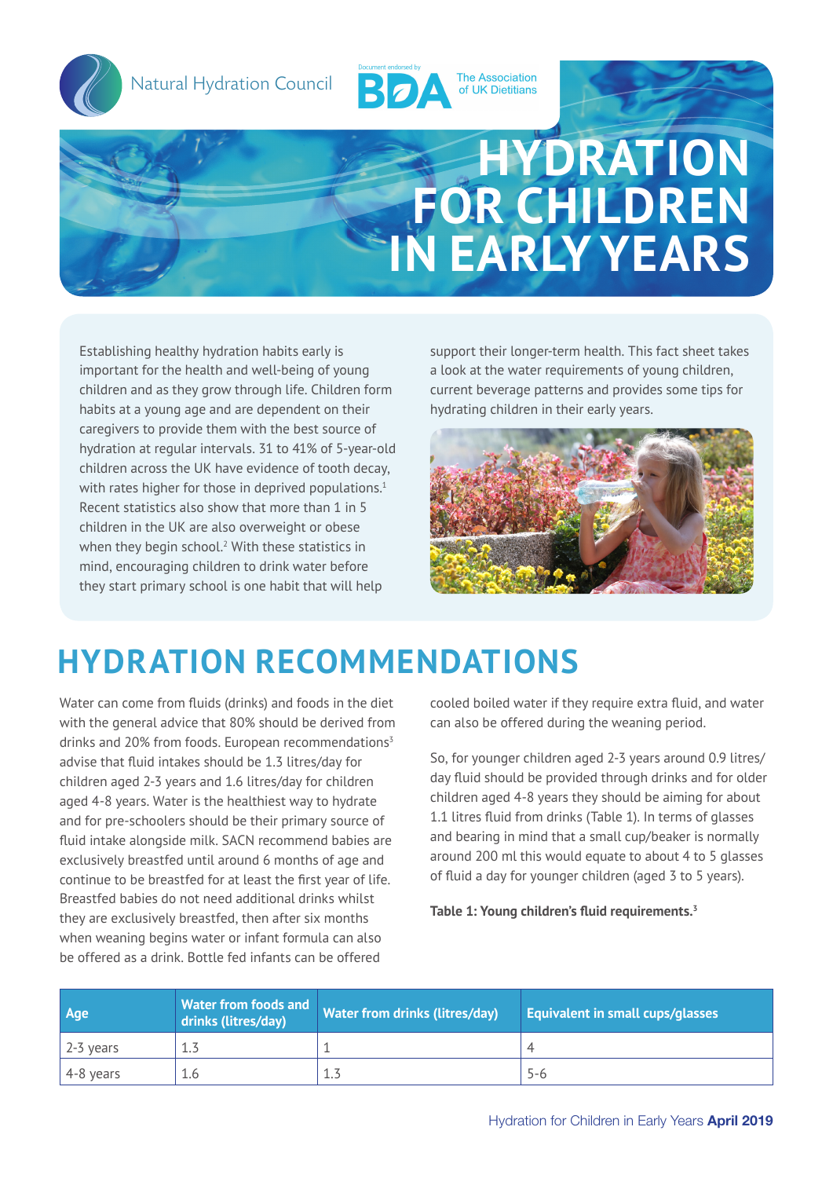Natural Hydration Council

Document endorsed by BDA The Association of UK Dietitians

# HYDRATION FOR CHILDREN IN EARLY YEARS

Establishing healthy hydration habits early is important for the health and well-being of young children and as they grow through life. Children form habits at a young age and are dependent on their caregivers to provide them with the best source of hydration at regular intervals. 31 to 41% of 5-year-old children across the UK have evidence of tooth decay, with rates higher for those in deprived populations.[1] Recent statistics also show that more than 1 in 5 children in the UK are also overweight or obese when they begin school.[2] With these statistics in mind, encouraging children to drink water before they start primary school is one habit that will help support their longer-term health. This fact sheet takes a look at the water requirements of young children, current beverage patterns and provides some tips for hydrating children in their early years.

## HYDRATION RECOMMENDATIONS

Water can come from fluids (drinks) and foods in the diet with the general advice that 80% should be derived from drinks and 20% from foods. European recommendations[3] advise that fluid intakes should be 1.3 litres/day for children aged 2-3 years and 1.6 litres/day for children aged 4-8 years. Water is the healthiest way to hydrate and for pre-schoolers should be their primary source of fluid intake alongside milk. SACN recommend babies are exclusively breastfed until around 6 months of age and continue to be breastfed for at least the first year of life. Breastfed babies do not need additional drinks whilst they are exclusively breastfed, then after six months when weaning begins water or infant formula can also be offered as a drink. Bottle fed infants can be offered cooled boiled water if they require extra fluid, and water can also be offered during the weaning period.

So, for younger children aged 2-3 years around 0.9 litres/day fluid should be provided through drinks and for older children aged 4-8 years they should be aiming for about 1.1 litres fluid from drinks (Table 1). In terms of glasses and bearing in mind that a small cup/beaker is normally around 200 ml this would equate to about 4 to 5 glasses of fluid a day for younger children (aged 3 to 5 years).

**Table 1: Young children's fluid requirements.[3]**

| Age | Water from foods and drinks (litres/day) | Water from drinks (litres/day) | Equivalent in small cups/glasses |
|---|---|---|---|
| 2-3 years | 1.3 | 1 | 4 |
| 4-8 years | 1.6 | 1.3 | 5-6 |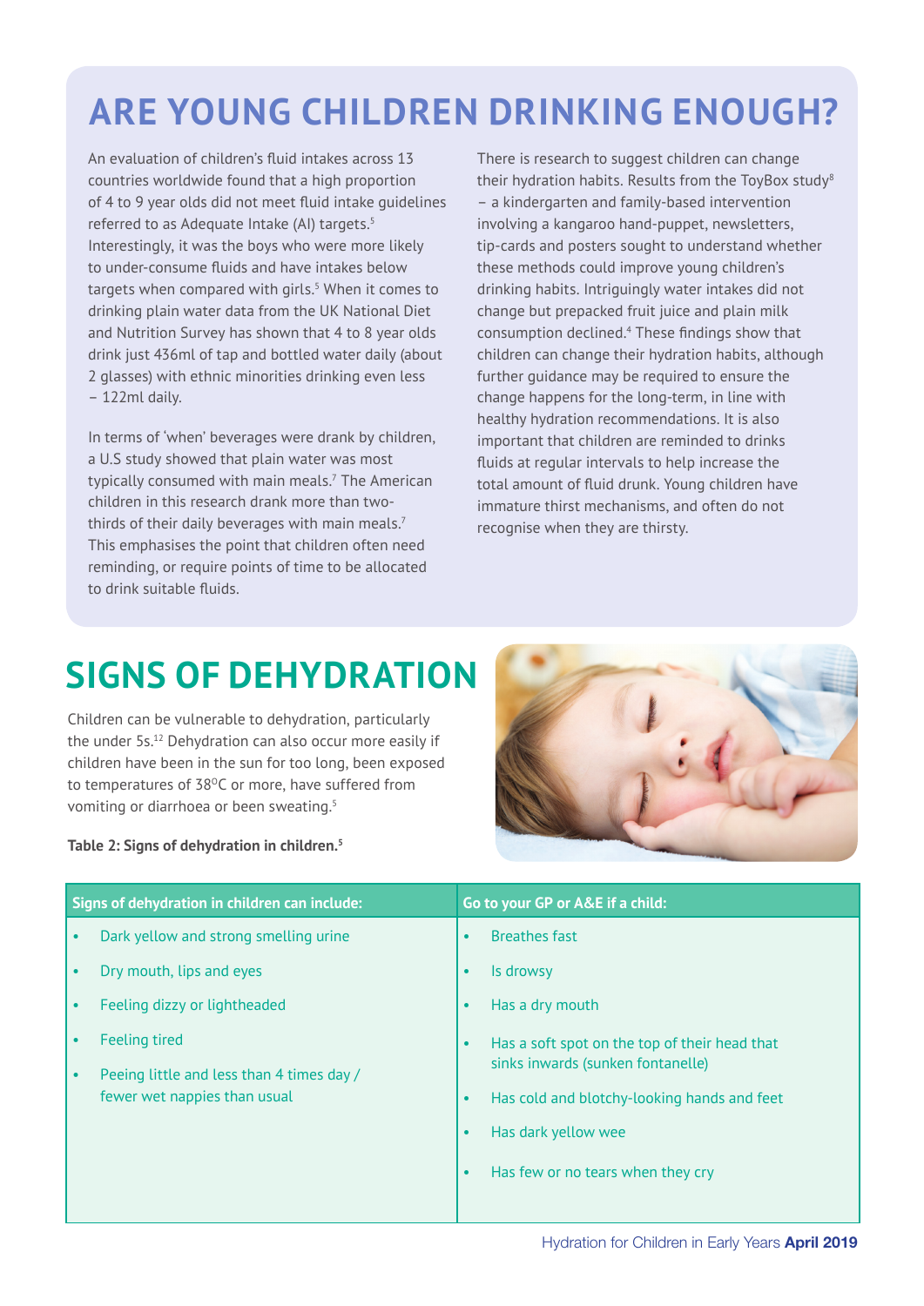# ARE YOUNG CHILDREN DRINKING ENOUGH?

An evaluation of children's fluid intakes across 13 countries worldwide found that a high proportion of 4 to 9 year olds did not meet fluid intake guidelines referred to as Adequate Intake (AI) targets.[5] Interestingly, it was the boys who were more likely to under-consume fluids and have intakes below targets when compared with girls.[5] When it comes to drinking plain water data from the UK National Diet and Nutrition Survey has shown that 4 to 8 year olds drink just 436ml of tap and bottled water daily (about 2 glasses) with ethnic minorities drinking even less – 122ml daily.

In terms of 'when' beverages were drank by children, a U.S study showed that plain water was most typically consumed with main meals.[7] The American children in this research drank more than two-thirds of their daily beverages with main meals.[7] This emphasises the point that children often need reminding, or require points of time to be allocated to drink suitable fluids.

There is research to suggest children can change their hydration habits. Results from the ToyBox study[8] – a kindergarten and family-based intervention involving a kangaroo hand-puppet, newsletters, tip-cards and posters sought to understand whether these methods could improve young children's drinking habits. Intriguingly water intakes did not change but prepacked fruit juice and plain milk consumption declined.[4] These findings show that children can change their hydration habits, although further guidance may be required to ensure the change happens for the long-term, in line with healthy hydration recommendations. It is also important that children are reminded to drinks fluids at regular intervals to help increase the total amount of fluid drunk. Young children have immature thirst mechanisms, and often do not recognise when they are thirsty.

# SIGNS OF DEHYDRATION

Children can be vulnerable to dehydration, particularly the under 5s.[12] Dehydration can also occur more easily if children have been in the sun for too long, been exposed to temperatures of 38°C or more, have suffered from vomiting or diarrhoea or been sweating.[5]

**Table 2: Signs of dehydration in children.[5]**

| Signs of dehydration in children can include: | Go to your GP or A&E if a child: |
|---|---|
| • Dark yellow and strong smelling urine | • Breathes fast |
| • Dry mouth, lips and eyes | • Is drowsy |
| • Feeling dizzy or lightheaded | • Has a dry mouth |
| • Feeling tired | • Has a soft spot on the top of their head that sinks inwards (sunken fontanelle) |
| • Peeing little and less than 4 times day / fewer wet nappies than usual | • Has cold and blotchy-looking hands and feet |
| | • Has dark yellow wee |
| | • Has few or no tears when they cry |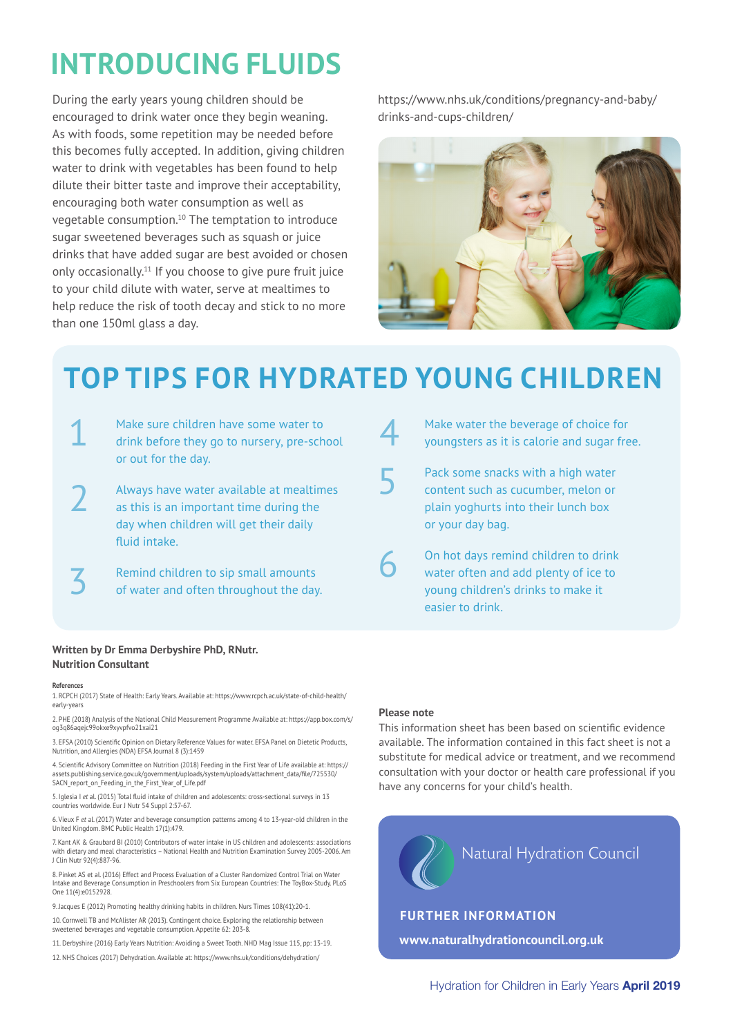# INTRODUCING FLUIDS

During the early years young children should be encouraged to drink water once they begin weaning. As with foods, some repetition may be needed before this becomes fully accepted. In addition, giving children water to drink with vegetables has been found to help dilute their bitter taste and improve their acceptability, encouraging both water consumption as well as vegetable consumption.[10] The temptation to introduce sugar sweetened beverages such as squash or juice drinks that have added sugar are best avoided or chosen only occasionally.[11] If you choose to give pure fruit juice to your child dilute with water, serve at mealtimes to help reduce the risk of tooth decay and stick to no more than one 150ml glass a day.

https://www.nhs.uk/conditions/pregnancy-and-baby/drinks-and-cups-children/

## TOP TIPS FOR HYDRATED YOUNG CHILDREN

1. Make sure children have some water to drink before they go to nursery, pre-school or out for the day.
2. Always have water available at mealtimes as this is an important time during the day when children will get their daily fluid intake.
3. Remind children to sip small amounts of water and often throughout the day.
4. Make water the beverage of choice for youngsters as it is calorie and sugar free.
5. Pack some snacks with a high water content such as cucumber, melon or plain yoghurts into their lunch box or your day bag.
6. On hot days remind children to drink water often and add plenty of ice to young children's drinks to make it easier to drink.

**Written by Dr Emma Derbyshire PhD, RNutr.**
**Nutrition Consultant**

**References**

1. RCPCH (2017) State of Health: Early Years. Available at: https://www.rcpch.ac.uk/state-of-child-health/early-years
2. PHE (2018) Analysis of the National Child Measurement Programme Available at: https://app.box.com/s/og3q86aqejc99okxe9xyvpfvo21xai21
3. EFSA (2010) Scientific Opinion on Dietary Reference Values for water. EFSA Panel on Dietetic Products, Nutrition, and Allergies (NDA) EFSA Journal 8 (3):1459
4. Scientific Advisory Committee on Nutrition (2018) Feeding in the First Year of Life available at: https://assets.publishing.service.gov.uk/government/uploads/system/uploads/attachment_data/file/725530/SACN_report_on_Feeding_in_the_First_Year_of_Life.pdf
5. Iglesia I *et al.* (2015) Total fluid intake of children and adolescents: cross-sectional surveys in 13 countries worldwide. Eur J Nutr 54 Suppl 2:57-67.
6. Vieux F *et al.* (2017) Water and beverage consumption patterns among 4 to 13-year-old children in the United Kingdom. BMC Public Health 17(1):479.
7. Kant AK & Graubard BI (2010) Contributors of water intake in US children and adolescents: associations with dietary and meal characteristics – National Health and Nutrition Examination Survey 2005-2006. Am J Clin Nutr 92(4):887-96.
8. Pinket AS et al. (2016) Effect and Process Evaluation of a Cluster Randomized Control Trial on Water Intake and Beverage Consumption in Preschoolers from Six European Countries: The ToyBox-Study. PLoS One 11(4):e0152928.
9. Jacques E (2012) Promoting healthy drinking habits in children. Nurs Times 108(41):20-1.
10. Cornwell TB and McAlister AR (2013). Contingent choice. Exploring the relationship between sweetened beverages and vegetable consumption. Appetite 62: 203-8.
11. Derbyshire (2016) Early Years Nutrition: Avoiding a Sweet Tooth. NHD Mag Issue 115, pp: 13-19.
12. NHS Choices (2017) Dehydration. Available at: https://www.nhs.uk/conditions/dehydration/

**Please note**

This information sheet has been based on scientific evidence available. The information contained in this fact sheet is not a substitute for medical advice or treatment, and we recommend consultation with your doctor or health care professional if you have any concerns for your child's health.

Natural Hydration Council

**FURTHER INFORMATION**

**www.naturalhydrationcouncil.org.uk**

Hydration for Children in Early Years **April 2019**